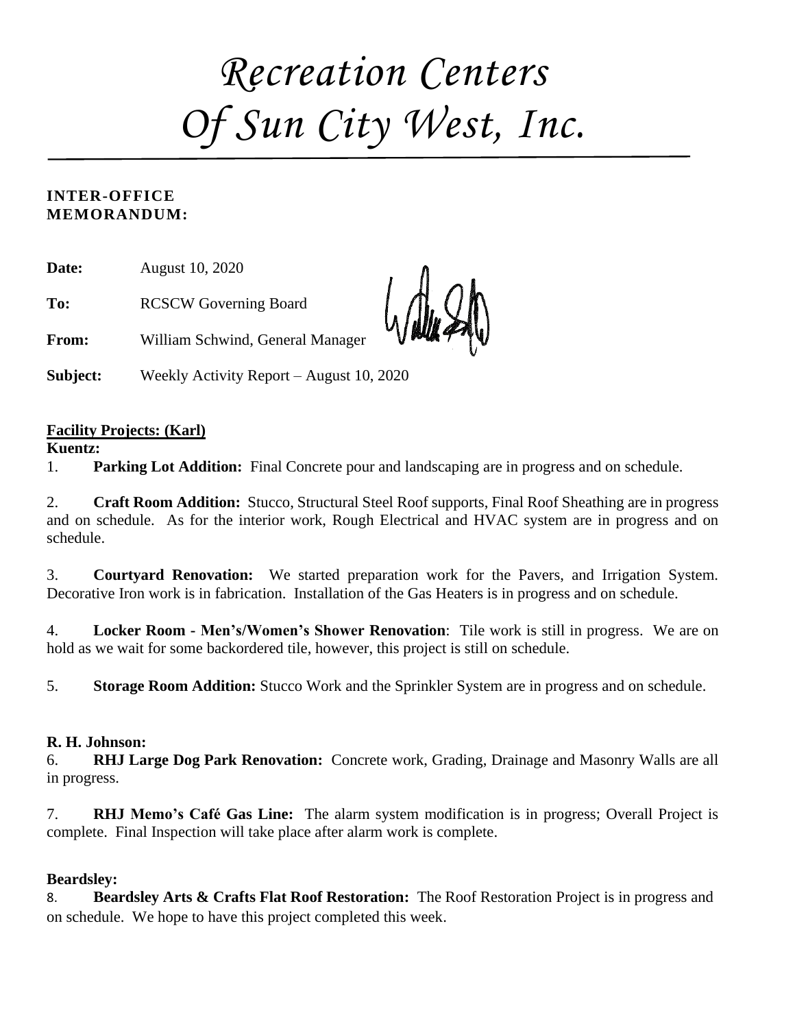# *Recreation Centers Of Sun City West, Inc.*

**INTER-OFFICE MEMORANDUM:**

**Date:** August 10, 2020

**To:** RCSCW Governing Board

**From:** William Schwind, General Manager

**Subject:** Weekly Activity Report – August 10, 2020

**Facility Projects: (Karl)**

**Kuentz:**

1. **Parking Lot Addition:** Final Concrete pour and landscaping are in progress and on schedule.

2. **Craft Room Addition:** Stucco, Structural Steel Roof supports, Final Roof Sheathing are in progress and on schedule. As for the interior work, Rough Electrical and HVAC system are in progress and on schedule.

3. **Courtyard Renovation:** We started preparation work for the Pavers, and Irrigation System. Decorative Iron work is in fabrication. Installation of the Gas Heaters is in progress and on schedule.

4. **Locker Room - Men's/Women's Shower Renovation**: Tile work is still in progress. We are on hold as we wait for some backordered tile, however, this project is still on schedule.

5. **Storage Room Addition:** Stucco Work and the Sprinkler System are in progress and on schedule.

**R. H. Johnson:**

6. **RHJ Large Dog Park Renovation:** Concrete work, Grading, Drainage and Masonry Walls are all in progress.

7. **RHJ Memo's Café Gas Line:** The alarm system modification is in progress; Overall Project is complete. Final Inspection will take place after alarm work is complete.

**Beardsley:**

8. **Beardsley Arts & Crafts Flat Roof Restoration:** The Roof Restoration Project is in progress and on schedule. We hope to have this project completed this week.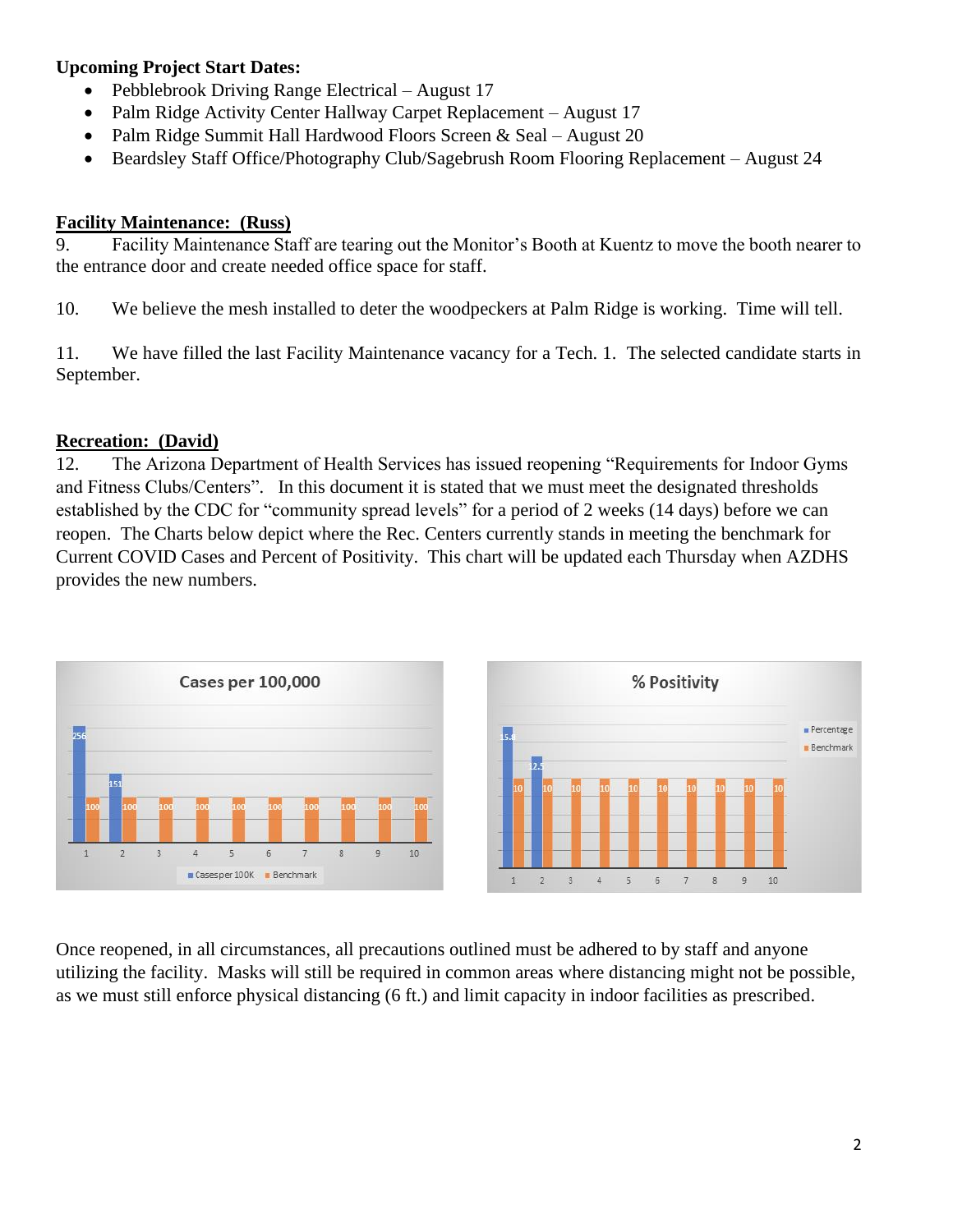**Upcoming Project Start Dates:**

- Pebblebrook Driving Range Electrical – August 17
- Palm Ridge Activity Center Hallway Carpet Replacement – August 17
- Palm Ridge Summit Hall Hardwood Floors Screen & Seal – August 20
- Beardsley Staff Office/Photography Club/Sagebrush Room Flooring Replacement – August 24

## Facility Maintenance: (Russ)

9. Facility Maintenance Staff are tearing out the Monitor's Booth at Kuentz to move the booth nearer to the entrance door and create needed office space for staff.

10. We believe the mesh installed to deter the woodpeckers at Palm Ridge is working. Time will tell.

11. We have filled the last Facility Maintenance vacancy for a Tech. 1. The selected candidate starts in September.

## Recreation: (David)

12. The Arizona Department of Health Services has issued reopening "Requirements for Indoor Gyms and Fitness Clubs/Centers". In this document it is stated that we must meet the designated thresholds established by the CDC for "community spread levels" for a period of 2 weeks (14 days) before we can reopen. The Charts below depict where the Rec. Centers currently stands in meeting the benchmark for Current COVID Cases and Percent of Positivity. This chart will be updated each Thursday when AZDHS provides the new numbers.

**Cases per 100,000**

| | 1 | 2 | 3 | 4 | 5 | 6 | 7 | 8 | 9 | 10 |
|---|---|---|---|---|---|---|---|---|---|---|
| Cases per 100K | 256 | 151 | | | | | | | | |
| Benchmark | 100 | 100 | 100 | 100 | 100 | 100 | 100 | 100 | 100 | 100 |

**% Positivity**

| | 1 | 2 | 3 | 4 | 5 | 6 | 7 | 8 | 9 | 10 |
|---|---|---|---|---|---|---|---|---|---|---|
| Percentage | 15.6 | 12.5 | | | | | | | | |
| Benchmark | 10 | 10 | 10 | 10 | 10 | 10 | 10 | 10 | 10 | 10 |

Once reopened, in all circumstances, all precautions outlined must be adhered to by staff and anyone utilizing the facility. Masks will still be required in common areas where distancing might not be possible, as we must still enforce physical distancing (6 ft.) and limit capacity in indoor facilities as prescribed.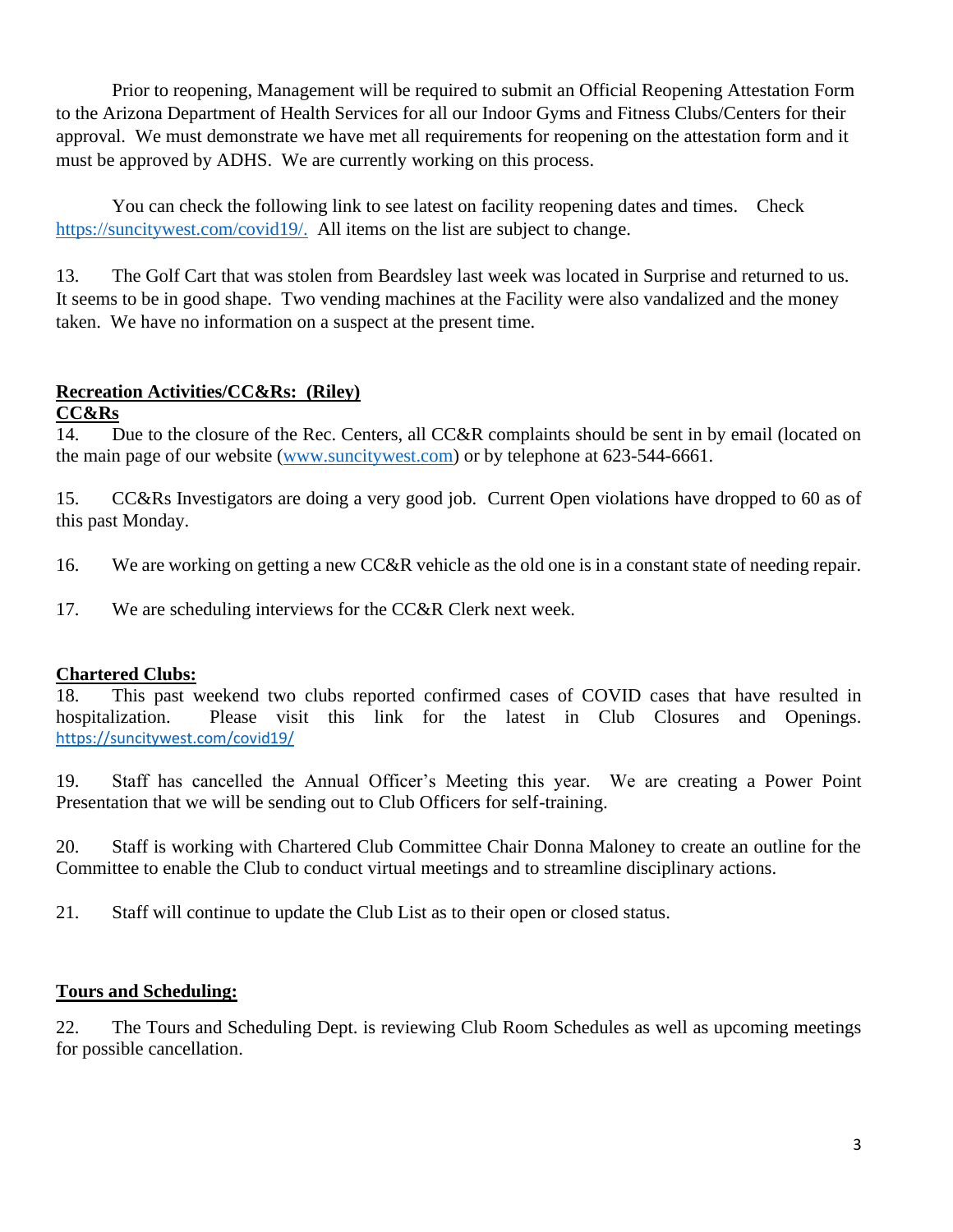Prior to reopening, Management will be required to submit an Official Reopening Attestation Form to the Arizona Department of Health Services for all our Indoor Gyms and Fitness Clubs/Centers for their approval. We must demonstrate we have met all requirements for reopening on the attestation form and it must be approved by ADHS. We are currently working on this process.

You can check the following link to see latest on facility reopening dates and times. Check https://suncitywest.com/covid19/. All items on the list are subject to change.

13. The Golf Cart that was stolen from Beardsley last week was located in Surprise and returned to us. It seems to be in good shape. Two vending machines at the Facility were also vandalized and the money taken. We have no information on a suspect at the present time.

**Recreation Activities/CC&Rs: (Riley)**

**CC&Rs**

14. Due to the closure of the Rec. Centers, all CC&R complaints should be sent in by email (located on the main page of our website (www.suncitywest.com) or by telephone at 623-544-6661.

15. CC&Rs Investigators are doing a very good job. Current Open violations have dropped to 60 as of this past Monday.

16. We are working on getting a new CC&R vehicle as the old one is in a constant state of needing repair.

17. We are scheduling interviews for the CC&R Clerk next week.

**Chartered Clubs:**

18. This past weekend two clubs reported confirmed cases of COVID cases that have resulted in hospitalization. Please visit this link for the latest in Club Closures and Openings. https://suncitywest.com/covid19/

19. Staff has cancelled the Annual Officer's Meeting this year. We are creating a Power Point Presentation that we will be sending out to Club Officers for self-training.

20. Staff is working with Chartered Club Committee Chair Donna Maloney to create an outline for the Committee to enable the Club to conduct virtual meetings and to streamline disciplinary actions.

21. Staff will continue to update the Club List as to their open or closed status.

**Tours and Scheduling:**

22. The Tours and Scheduling Dept. is reviewing Club Room Schedules as well as upcoming meetings for possible cancellation.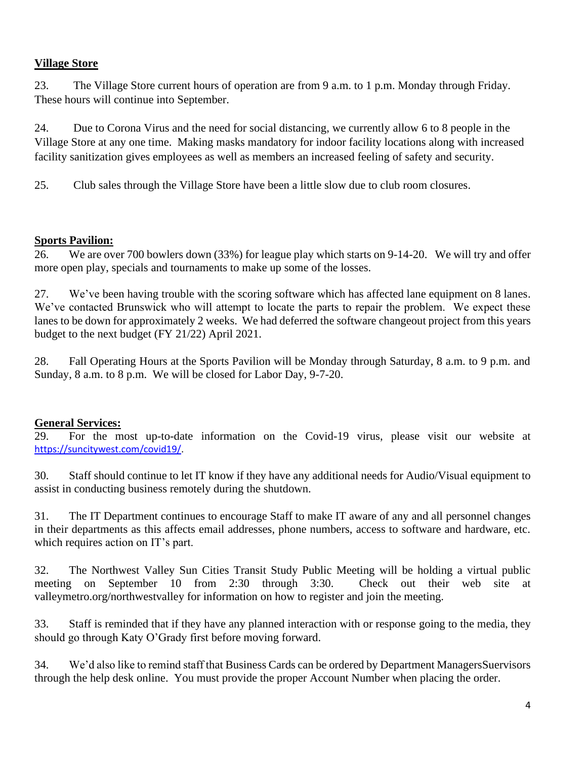**Village Store**

23. The Village Store current hours of operation are from 9 a.m. to 1 p.m. Monday through Friday. These hours will continue into September.

24. Due to Corona Virus and the need for social distancing, we currently allow 6 to 8 people in the Village Store at any one time. Making masks mandatory for indoor facility locations along with increased facility sanitization gives employees as well as members an increased feeling of safety and security.

25. Club sales through the Village Store have been a little slow due to club room closures.

**Sports Pavilion:**

26. We are over 700 bowlers down (33%) for league play which starts on 9-14-20. We will try and offer more open play, specials and tournaments to make up some of the losses.

27. We've been having trouble with the scoring software which has affected lane equipment on 8 lanes. We've contacted Brunswick who will attempt to locate the parts to repair the problem. We expect these lanes to be down for approximately 2 weeks. We had deferred the software changeout project from this years budget to the next budget (FY 21/22) April 2021.

28. Fall Operating Hours at the Sports Pavilion will be Monday through Saturday, 8 a.m. to 9 p.m. and Sunday, 8 a.m. to 8 p.m. We will be closed for Labor Day, 9-7-20.

**General Services:**

29. For the most up-to-date information on the Covid-19 virus, please visit our website at https://suncitywest.com/covid19/.

30. Staff should continue to let IT know if they have any additional needs for Audio/Visual equipment to assist in conducting business remotely during the shutdown.

31. The IT Department continues to encourage Staff to make IT aware of any and all personnel changes in their departments as this affects email addresses, phone numbers, access to software and hardware, etc. which requires action on IT's part.

32. The Northwest Valley Sun Cities Transit Study Public Meeting will be holding a virtual public meeting on September 10 from 2:30 through 3:30. Check out their web site at valleymetro.org/northwestvalley for information on how to register and join the meeting.

33. Staff is reminded that if they have any planned interaction with or response going to the media, they should go through Katy O'Grady first before moving forward.

34. We'd also like to remind staff that Business Cards can be ordered by Department ManagersSuervisors through the help desk online. You must provide the proper Account Number when placing the order.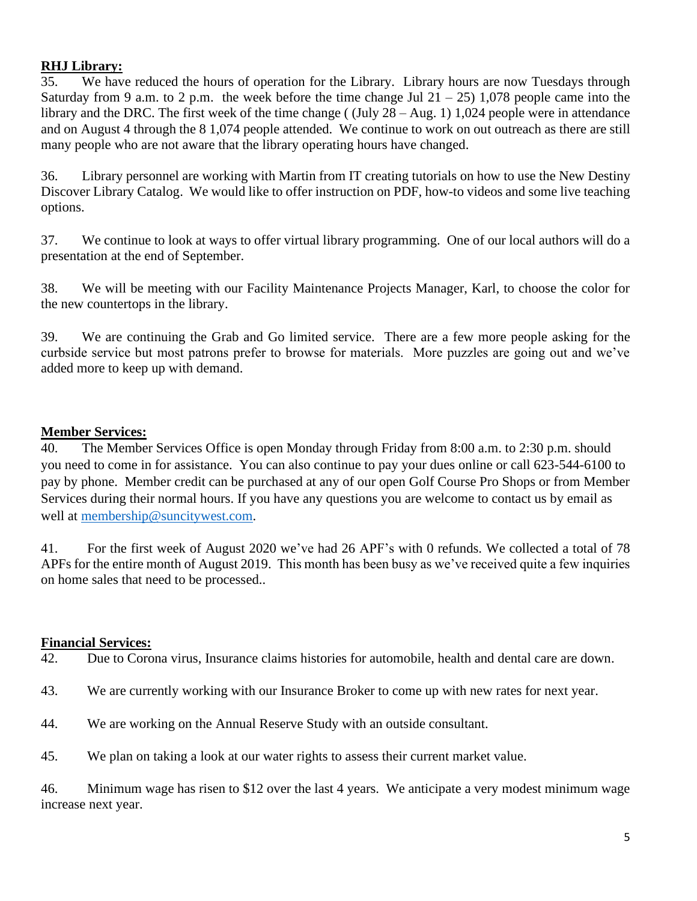**RHJ Library:**

35. We have reduced the hours of operation for the Library. Library hours are now Tuesdays through Saturday from 9 a.m. to 2 p.m. the week before the time change Jul 21 – 25) 1,078 people came into the library and the DRC. The first week of the time change ( (July 28 – Aug. 1) 1,024 people were in attendance and on August 4 through the 8 1,074 people attended. We continue to work on out outreach as there are still many people who are not aware that the library operating hours have changed.

36. Library personnel are working with Martin from IT creating tutorials on how to use the New Destiny Discover Library Catalog. We would like to offer instruction on PDF, how-to videos and some live teaching options.

37. We continue to look at ways to offer virtual library programming. One of our local authors will do a presentation at the end of September.

38. We will be meeting with our Facility Maintenance Projects Manager, Karl, to choose the color for the new countertops in the library.

39. We are continuing the Grab and Go limited service. There are a few more people asking for the curbside service but most patrons prefer to browse for materials. More puzzles are going out and we've added more to keep up with demand.

**Member Services:**

40. The Member Services Office is open Monday through Friday from 8:00 a.m. to 2:30 p.m. should you need to come in for assistance. You can also continue to pay your dues online or call 623-544-6100 to pay by phone. Member credit can be purchased at any of our open Golf Course Pro Shops or from Member Services during their normal hours. If you have any questions you are welcome to contact us by email as well at membership@suncitywest.com.

41. For the first week of August 2020 we've had 26 APF's with 0 refunds. We collected a total of 78 APFs for the entire month of August 2019. This month has been busy as we've received quite a few inquiries on home sales that need to be processed..

**Financial Services:**

42. Due to Corona virus, Insurance claims histories for automobile, health and dental care are down.

43. We are currently working with our Insurance Broker to come up with new rates for next year.

44. We are working on the Annual Reserve Study with an outside consultant.

45. We plan on taking a look at our water rights to assess their current market value.

46. Minimum wage has risen to $12 over the last 4 years. We anticipate a very modest minimum wage increase next year.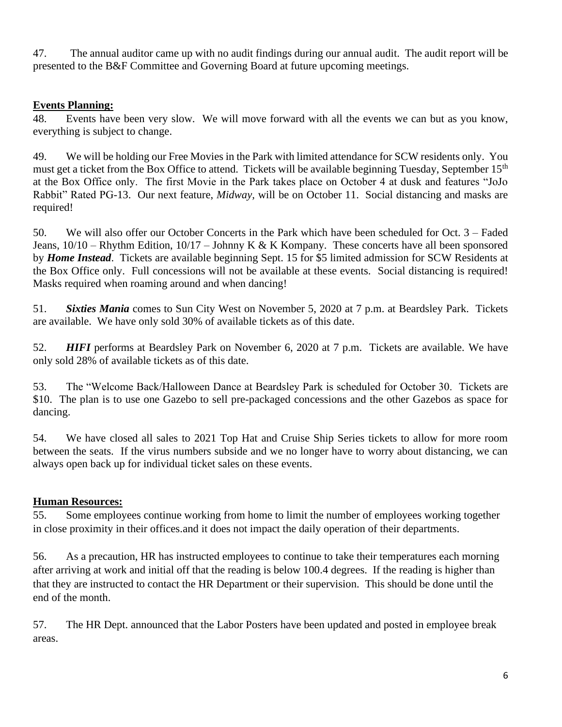47. The annual auditor came up with no audit findings during our annual audit. The audit report will be presented to the B&F Committee and Governing Board at future upcoming meetings.

**Events Planning:**

48. Events have been very slow. We will move forward with all the events we can but as you know, everything is subject to change.

49. We will be holding our Free Movies in the Park with limited attendance for SCW residents only. You must get a ticket from the Box Office to attend. Tickets will be available beginning Tuesday, September 15th at the Box Office only. The first Movie in the Park takes place on October 4 at dusk and features "JoJo Rabbit" Rated PG-13. Our next feature, *Midway,* will be on October 11. Social distancing and masks are required!

50. We will also offer our October Concerts in the Park which have been scheduled for Oct. 3 – Faded Jeans, 10/10 – Rhythm Edition, 10/17 – Johnny K & K Kompany. These concerts have all been sponsored by ***Home Instead***. Tickets are available beginning Sept. 15 for $5 limited admission for SCW Residents at the Box Office only. Full concessions will not be available at these events. Social distancing is required! Masks required when roaming around and when dancing!

51. ***Sixties Mania*** comes to Sun City West on November 5, 2020 at 7 p.m. at Beardsley Park. Tickets are available. We have only sold 30% of available tickets as of this date.

52. ***HIFI*** performs at Beardsley Park on November 6, 2020 at 7 p.m. Tickets are available. We have only sold 28% of available tickets as of this date.

53. The "Welcome Back/Halloween Dance at Beardsley Park is scheduled for October 30. Tickets are $10. The plan is to use one Gazebo to sell pre-packaged concessions and the other Gazebos as space for dancing.

54. We have closed all sales to 2021 Top Hat and Cruise Ship Series tickets to allow for more room between the seats. If the virus numbers subside and we no longer have to worry about distancing, we can always open back up for individual ticket sales on these events.

**Human Resources:**

55. Some employees continue working from home to limit the number of employees working together in close proximity in their offices.and it does not impact the daily operation of their departments.

56. As a precaution, HR has instructed employees to continue to take their temperatures each morning after arriving at work and initial off that the reading is below 100.4 degrees. If the reading is higher than that they are instructed to contact the HR Department or their supervision. This should be done until the end of the month.

57. The HR Dept. announced that the Labor Posters have been updated and posted in employee break areas.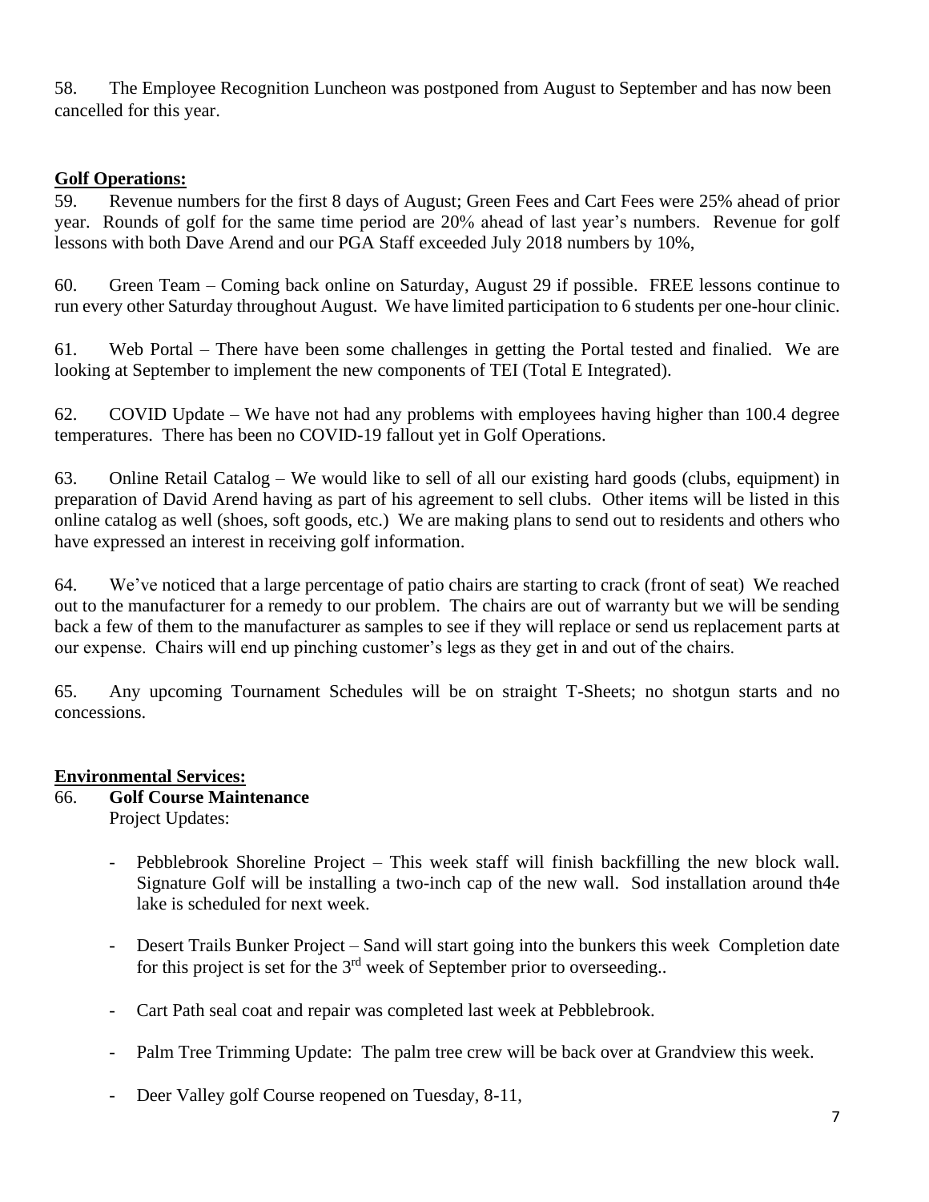58. The Employee Recognition Luncheon was postponed from August to September and has now been cancelled for this year.

**Golf Operations:**

59. Revenue numbers for the first 8 days of August; Green Fees and Cart Fees were 25% ahead of prior year. Rounds of golf for the same time period are 20% ahead of last year's numbers. Revenue for golf lessons with both Dave Arend and our PGA Staff exceeded July 2018 numbers by 10%,

60. Green Team – Coming back online on Saturday, August 29 if possible. FREE lessons continue to run every other Saturday throughout August. We have limited participation to 6 students per one-hour clinic.

61. Web Portal – There have been some challenges in getting the Portal tested and finalied. We are looking at September to implement the new components of TEI (Total E Integrated).

62. COVID Update – We have not had any problems with employees having higher than 100.4 degree temperatures. There has been no COVID-19 fallout yet in Golf Operations.

63. Online Retail Catalog – We would like to sell of all our existing hard goods (clubs, equipment) in preparation of David Arend having as part of his agreement to sell clubs. Other items will be listed in this online catalog as well (shoes, soft goods, etc.) We are making plans to send out to residents and others who have expressed an interest in receiving golf information.

64. We've noticed that a large percentage of patio chairs are starting to crack (front of seat) We reached out to the manufacturer for a remedy to our problem. The chairs are out of warranty but we will be sending back a few of them to the manufacturer as samples to see if they will replace or send us replacement parts at our expense. Chairs will end up pinching customer's legs as they get in and out of the chairs.

65. Any upcoming Tournament Schedules will be on straight T-Sheets; no shotgun starts and no concessions.

**Environmental Services:**

66. **Golf Course Maintenance**
Project Updates:

- Pebblebrook Shoreline Project – This week staff will finish backfilling the new block wall. Signature Golf will be installing a two-inch cap of the new wall. Sod installation around th4e lake is scheduled for next week.
- Desert Trails Bunker Project – Sand will start going into the bunkers this week Completion date for this project is set for the 3rd week of September prior to overseeding..
- Cart Path seal coat and repair was completed last week at Pebblebrook.
- Palm Tree Trimming Update: The palm tree crew will be back over at Grandview this week.
- Deer Valley golf Course reopened on Tuesday, 8-11,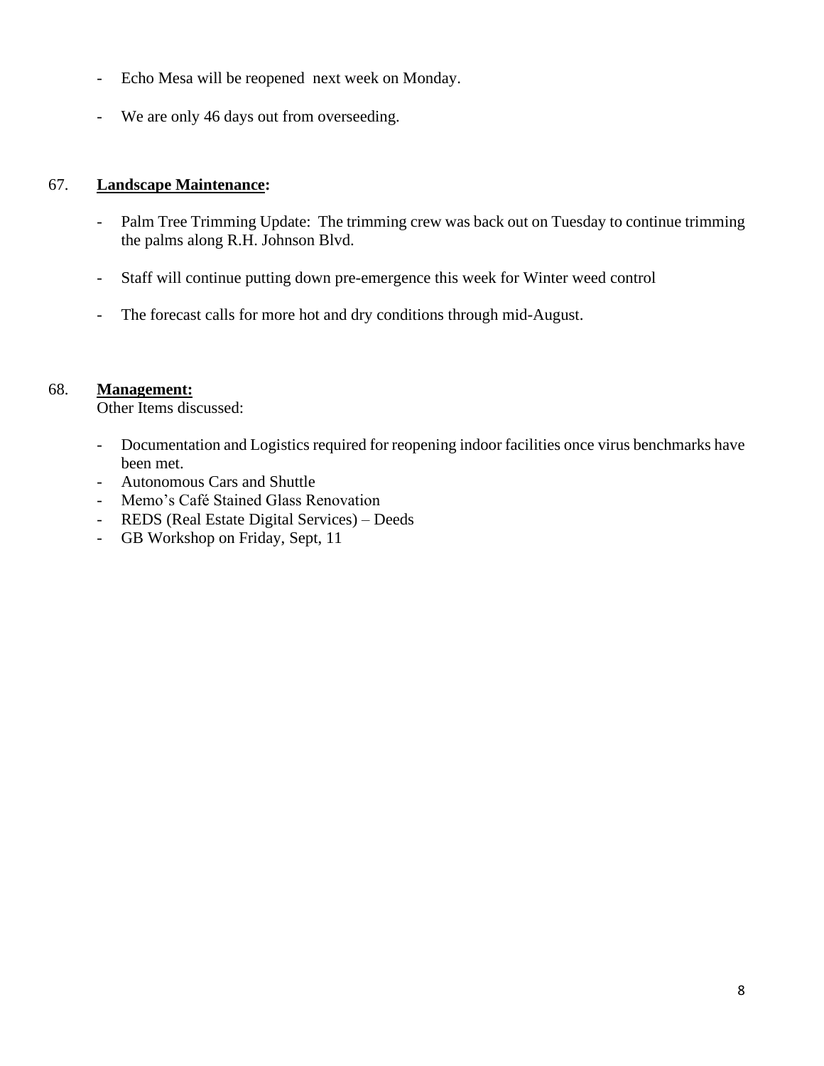- Echo Mesa will be reopened next week on Monday.

- We are only 46 days out from overseeding.

67. **Landscape Maintenance:**

- Palm Tree Trimming Update: The trimming crew was back out on Tuesday to continue trimming the palms along R.H. Johnson Blvd.

- Staff will continue putting down pre-emergence this week for Winter weed control

- The forecast calls for more hot and dry conditions through mid-August.

68. **Management:**
Other Items discussed:

- Documentation and Logistics required for reopening indoor facilities once virus benchmarks have been met.
- Autonomous Cars and Shuttle
- Memo's Café Stained Glass Renovation
- REDS (Real Estate Digital Services) – Deeds
- GB Workshop on Friday, Sept, 11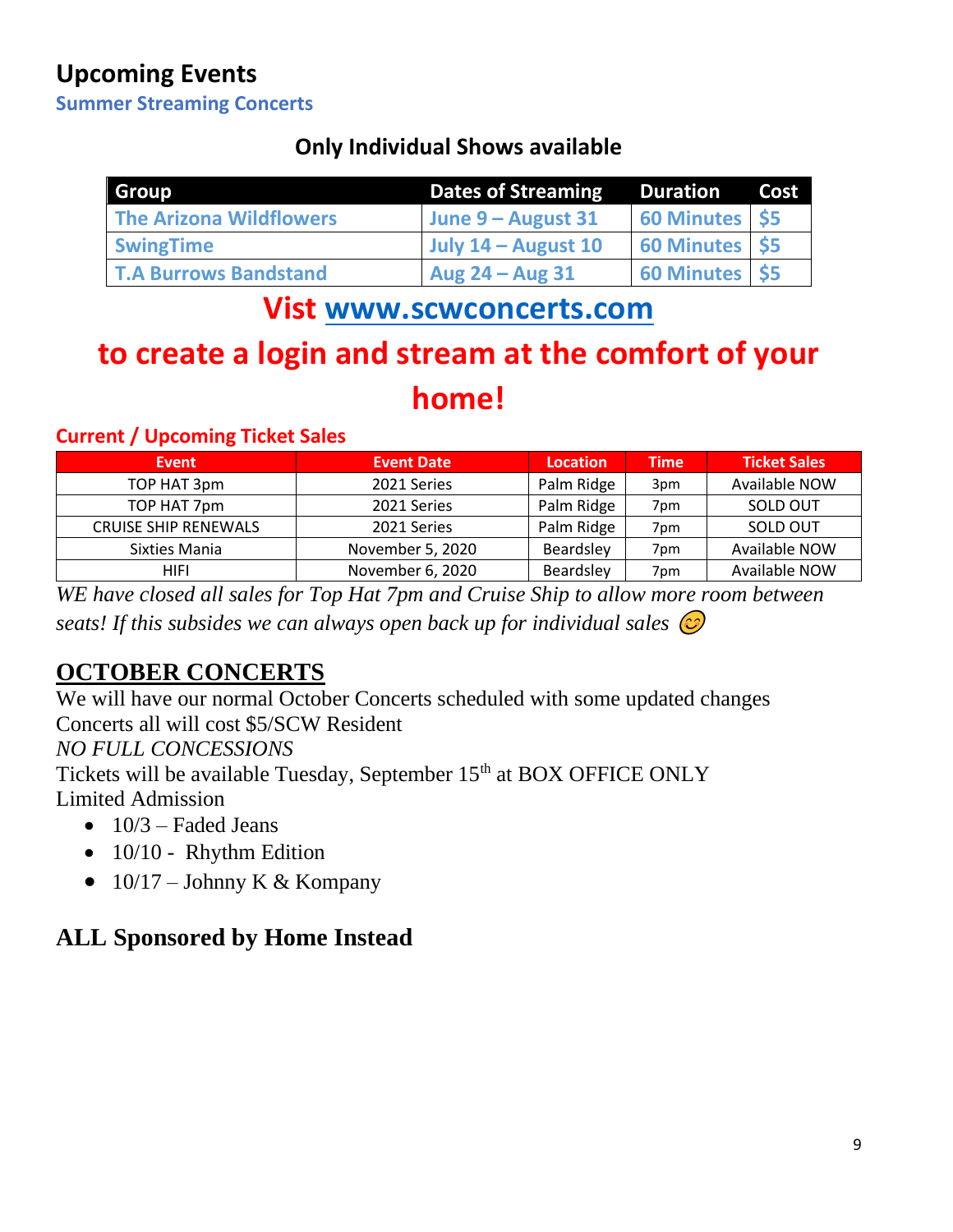## Upcoming Events

### Summer Streaming Concerts

**Only Individual Shows available**

| Group | Dates of Streaming | Duration | Cost |
|---|---|---|---|
| The Arizona Wildflowers | June 9 – August 31 | 60 Minutes | $5 |
| SwingTime | July 14 – August 10 | 60 Minutes | $5 |
| T.A Burrows Bandstand | Aug 24 – Aug 31 | 60 Minutes | $5 |

**Vist [www.scwconcerts.com](http://www.scwconcerts.com)**

**to create a login and stream at the comfort of your home!**

### Current / Upcoming Ticket Sales

| Event | Event Date | Location | Time | Ticket Sales |
|---|---|---|---|---|
| TOP HAT 3pm | 2021 Series | Palm Ridge | 3pm | Available NOW |
| TOP HAT 7pm | 2021 Series | Palm Ridge | 7pm | SOLD OUT |
| CRUISE SHIP RENEWALS | 2021 Series | Palm Ridge | 7pm | SOLD OUT |
| Sixties Mania | November 5, 2020 | Beardsley | 7pm | Available NOW |
| HIFI | November 6, 2020 | Beardsley | 7pm | Available NOW |

*WE have closed all sales for Top Hat 7pm and Cruise Ship to allow more room between seats! If this subsides we can always open back up for individual sales* 😊

## OCTOBER CONCERTS

We will have our normal October Concerts scheduled with some updated changes
Concerts all will cost $5/SCW Resident
*NO FULL CONCESSIONS*
Tickets will be available Tuesday, September 15th at BOX OFFICE ONLY
Limited Admission

- 10/3 – Faded Jeans
- 10/10 - Rhythm Edition
- 10/17 – Johnny K & Kompany

## ALL Sponsored by Home Instead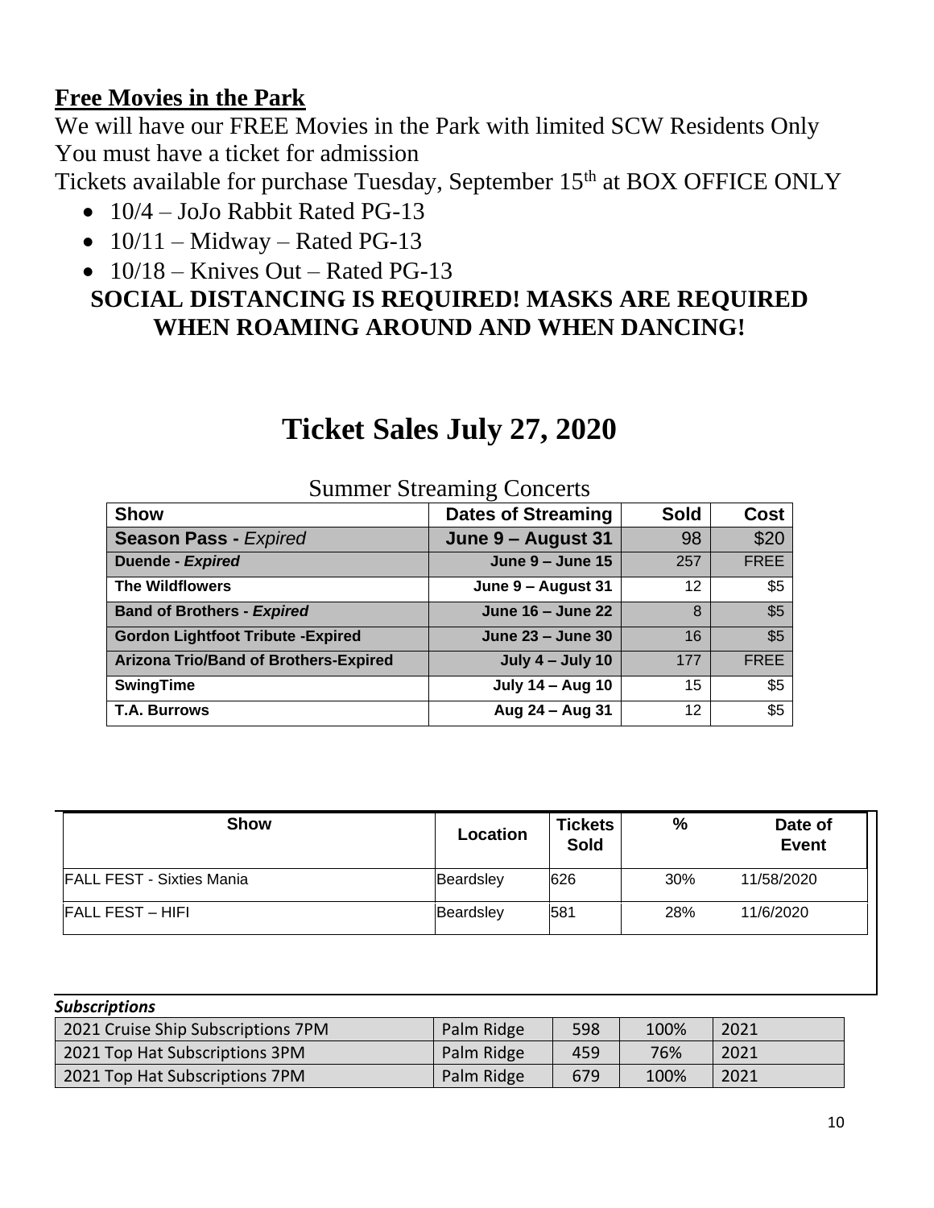## **Free Movies in the Park**

We will have our FREE Movies in the Park with limited SCW Residents Only
You must have a ticket for admission
Tickets available for purchase Tuesday, September 15th at BOX OFFICE ONLY

- 10/4 – JoJo Rabbit Rated PG-13
- 10/11 – Midway – Rated PG-13
- 10/18 – Knives Out – Rated PG-13

**SOCIAL DISTANCING IS REQUIRED! MASKS ARE REQUIRED WHEN ROAMING AROUND AND WHEN DANCING!**

# Ticket Sales July 27, 2020

Summer Streaming Concerts

| Show | Dates of Streaming | Sold | Cost |
|---|---|---|---|
| **Season Pass -** *Expired* | **June 9 – August 31** | 98 | $20 |
| **Duende - *Expired*** | **June 9 – June 15** | 257 | FREE |
| **The Wildflowers** | **June 9 – August 31** | 12 | $5 |
| **Band of Brothers - *Expired*** | **June 16 – June 22** | 8 | $5 |
| **Gordon Lightfoot Tribute -Expired** | **June 23 – June 30** | 16 | $5 |
| **Arizona Trio/Band of Brothers-Expired** | **July 4 – July 10** | 177 | FREE |
| **SwingTime** | **July 14 – Aug 10** | 15 | $5 |
| **T.A. Burrows** | **Aug 24 – Aug 31** | 12 | $5 |

| Show | Location | Tickets Sold | % | Date of Event |
|---|---|---|---|---|
| FALL FEST - Sixties Mania | Beardsley | 626 | 30% | 11/58/2020 |
| FALL FEST – HIFI | Beardsley | 581 | 28% | 11/6/2020 |

***Subscriptions***

| | | | | |
|---|---|---|---|---|
| 2021 Cruise Ship Subscriptions 7PM | Palm Ridge | 598 | 100% | 2021 |
| 2021 Top Hat Subscriptions 3PM | Palm Ridge | 459 | 76% | 2021 |
| 2021 Top Hat Subscriptions 7PM | Palm Ridge | 679 | 100% | 2021 |